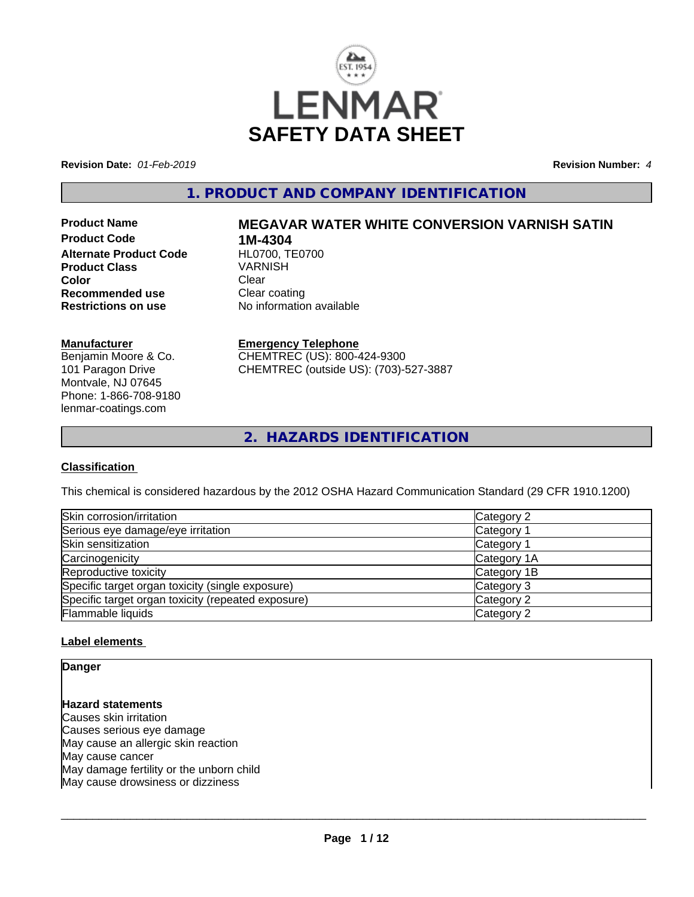# LENMAR SAFETY DATA SHEET

**Revision Date:** *01-Feb-2019* **Revision Number:** *4*

## 1. PRODUCT AND COMPANY IDENTIFICATION

| | |
|---|---|
| **Product Name** | **MEGAVAR WATER WHITE CONVERSION VARNISH SATIN** |
| **Product Code** | **1M-4304** |
| **Alternate Product Code** | HL0700, TE0700 |
| **Product Class** | VARNISH |
| **Color** | Clear |
| **Recommended use** | Clear coating |
| **Restrictions on use** | No information available |

**Manufacturer**
Benjamin Moore & Co.
101 Paragon Drive
Montvale, NJ 07645
Phone: 1-866-708-9180
lenmar-coatings.com

**Emergency Telephone**
CHEMTREC (US): 800-424-9300
CHEMTREC (outside US): (703)-527-3887

## 2. HAZARDS IDENTIFICATION

### Classification

This chemical is considered hazardous by the 2012 OSHA Hazard Communication Standard (29 CFR 1910.1200)

| | |
|---|---|
| Skin corrosion/irritation | Category 2 |
| Serious eye damage/eye irritation | Category 1 |
| Skin sensitization | Category 1 |
| Carcinogenicity | Category 1A |
| Reproductive toxicity | Category 1B |
| Specific target organ toxicity (single exposure) | Category 3 |
| Specific target organ toxicity (repeated exposure) | Category 2 |
| Flammable liquids | Category 2 |

### Label elements

**Danger**

**Hazard statements**
Causes skin irritation
Causes serious eye damage
May cause an allergic skin reaction
May cause cancer
May damage fertility or the unborn child
May cause drowsiness or dizziness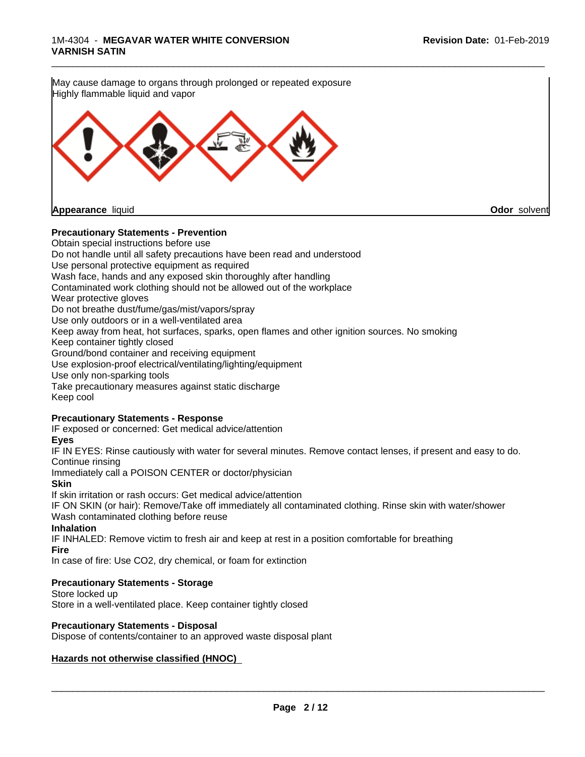May cause damage to organs through prolonged or repeated exposure
Highly flammable liquid and vapor

**Appearance** liquid **Odor** solvent

**Precautionary Statements - Prevention**

Obtain special instructions before use
Do not handle until all safety precautions have been read and understood
Use personal protective equipment as required
Wash face, hands and any exposed skin thoroughly after handling
Contaminated work clothing should not be allowed out of the workplace
Wear protective gloves
Do not breathe dust/fume/gas/mist/vapors/spray
Use only outdoors or in a well-ventilated area
Keep away from heat, hot surfaces, sparks, open flames and other ignition sources. No smoking
Keep container tightly closed
Ground/bond container and receiving equipment
Use explosion-proof electrical/ventilating/lighting/equipment
Use only non-sparking tools
Take precautionary measures against static discharge
Keep cool

**Precautionary Statements - Response**

IF exposed or concerned: Get medical advice/attention

**Eyes**

IF IN EYES: Rinse cautiously with water for several minutes. Remove contact lenses, if present and easy to do. Continue rinsing
Immediately call a POISON CENTER or doctor/physician

**Skin**

If skin irritation or rash occurs: Get medical advice/attention
IF ON SKIN (or hair): Remove/Take off immediately all contaminated clothing. Rinse skin with water/shower
Wash contaminated clothing before reuse

**Inhalation**

IF INHALED: Remove victim to fresh air and keep at rest in a position comfortable for breathing

**Fire**

In case of fire: Use CO2, dry chemical, or foam for extinction

**Precautionary Statements - Storage**

Store locked up
Store in a well-ventilated place. Keep container tightly closed

**Precautionary Statements - Disposal**

Dispose of contents/container to an approved waste disposal plant

**Hazards not otherwise classified (HNOC)**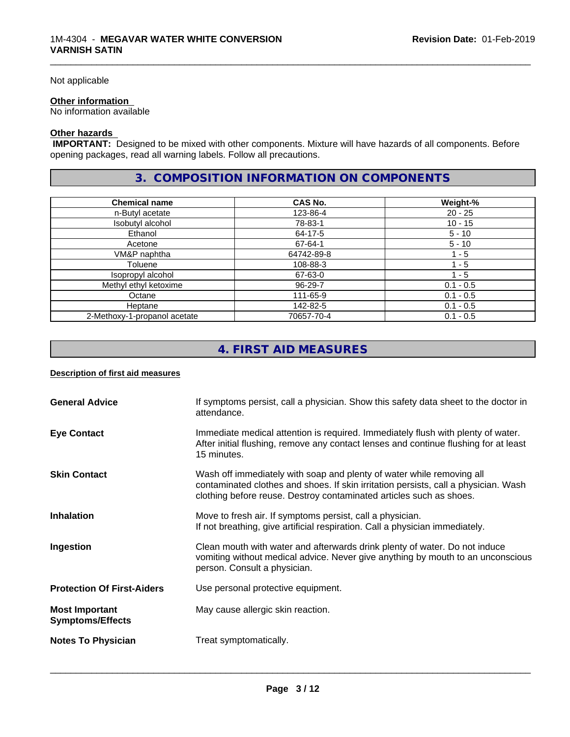Not applicable

**Other information**
No information available

**Other hazards**
**IMPORTANT:** Designed to be mixed with other components. Mixture will have hazards of all components. Before opening packages, read all warning labels. Follow all precautions.

## 3. COMPOSITION INFORMATION ON COMPONENTS

| Chemical name | CAS No. | Weight-% |
| --- | --- | --- |
| n-Butyl acetate | 123-86-4 | 20 - 25 |
| Isobutyl alcohol | 78-83-1 | 10 - 15 |
| Ethanol | 64-17-5 | 5 - 10 |
| Acetone | 67-64-1 | 5 - 10 |
| VM&P naphtha | 64742-89-8 | 1 - 5 |
| Toluene | 108-88-3 | 1 - 5 |
| Isopropyl alcohol | 67-63-0 | 1 - 5 |
| Methyl ethyl ketoxime | 96-29-7 | 0.1 - 0.5 |
| Octane | 111-65-9 | 0.1 - 0.5 |
| Heptane | 142-82-5 | 0.1 - 0.5 |
| 2-Methoxy-1-propanol acetate | 70657-70-4 | 0.1 - 0.5 |

## 4. FIRST AID MEASURES

**Description of first aid measures**

**General Advice** If symptoms persist, call a physician. Show this safety data sheet to the doctor in attendance.

**Eye Contact** Immediate medical attention is required. Immediately flush with plenty of water. After initial flushing, remove any contact lenses and continue flushing for at least 15 minutes.

**Skin Contact** Wash off immediately with soap and plenty of water while removing all contaminated clothes and shoes. If skin irritation persists, call a physician. Wash clothing before reuse. Destroy contaminated articles such as shoes.

**Inhalation** Move to fresh air. If symptoms persist, call a physician.
If not breathing, give artificial respiration. Call a physician immediately.

**Ingestion** Clean mouth with water and afterwards drink plenty of water. Do not induce vomiting without medical advice. Never give anything by mouth to an unconscious person. Consult a physician.

**Protection Of First-Aiders** Use personal protective equipment.

**Most Important Symptoms/Effects** May cause allergic skin reaction.

**Notes To Physician** Treat symptomatically.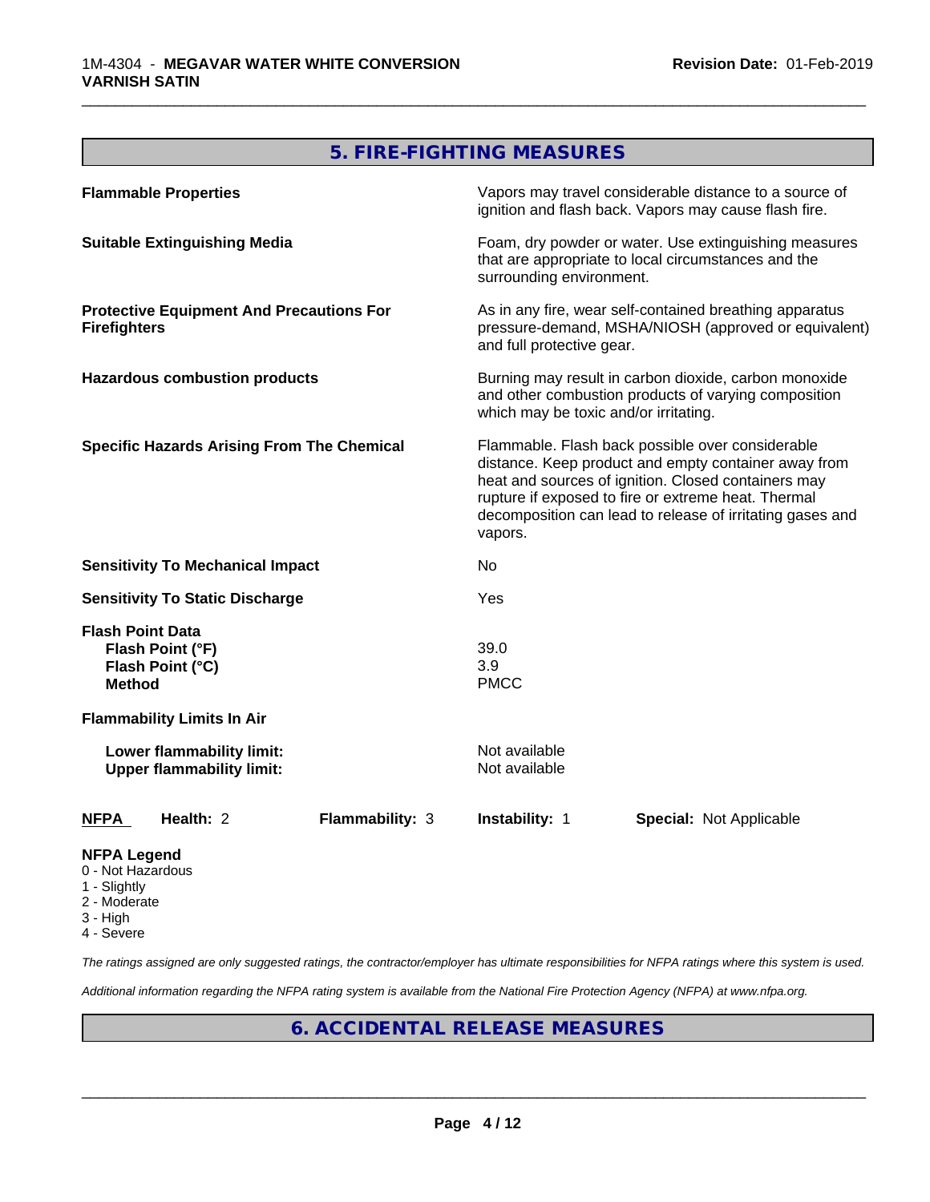## 5. FIRE-FIGHTING MEASURES

| | |
|---|---|
| **Flammable Properties** | Vapors may travel considerable distance to a source of ignition and flash back. Vapors may cause flash fire. |
| **Suitable Extinguishing Media** | Foam, dry powder or water. Use extinguishing measures that are appropriate to local circumstances and the surrounding environment. |
| **Protective Equipment And Precautions For Firefighters** | As in any fire, wear self-contained breathing apparatus pressure-demand, MSHA/NIOSH (approved or equivalent) and full protective gear. |
| **Hazardous combustion products** | Burning may result in carbon dioxide, carbon monoxide and other combustion products of varying composition which may be toxic and/or irritating. |
| **Specific Hazards Arising From The Chemical** | Flammable. Flash back possible over considerable distance. Keep product and empty container away from heat and sources of ignition. Closed containers may rupture if exposed to fire or extreme heat. Thermal decomposition can lead to release of irritating gases and vapors. |
| **Sensitivity To Mechanical Impact** | No |
| **Sensitivity To Static Discharge** | Yes |
| **Flash Point Data** | |
| **Flash Point (°F)** | 39.0 |
| **Flash Point (°C)** | 3.9 |
| **Method** | PMCC |
| **Flammability Limits In Air** | |
| **Lower flammability limit:** | Not available |
| **Upper flammability limit:** | Not available |

| **NFPA** | **Health:** 2 | **Flammability:** 3 | **Instability:** 1 | **Special:** Not Applicable |
|---|---|---|---|---|

**NFPA Legend**
0 - Not Hazardous
1 - Slightly
2 - Moderate
3 - High
4 - Severe

*The ratings assigned are only suggested ratings, the contractor/employer has ultimate responsibilities for NFPA ratings where this system is used.*

*Additional information regarding the NFPA rating system is available from the National Fire Protection Agency (NFPA) at www.nfpa.org.*

## 6. ACCIDENTAL RELEASE MEASURES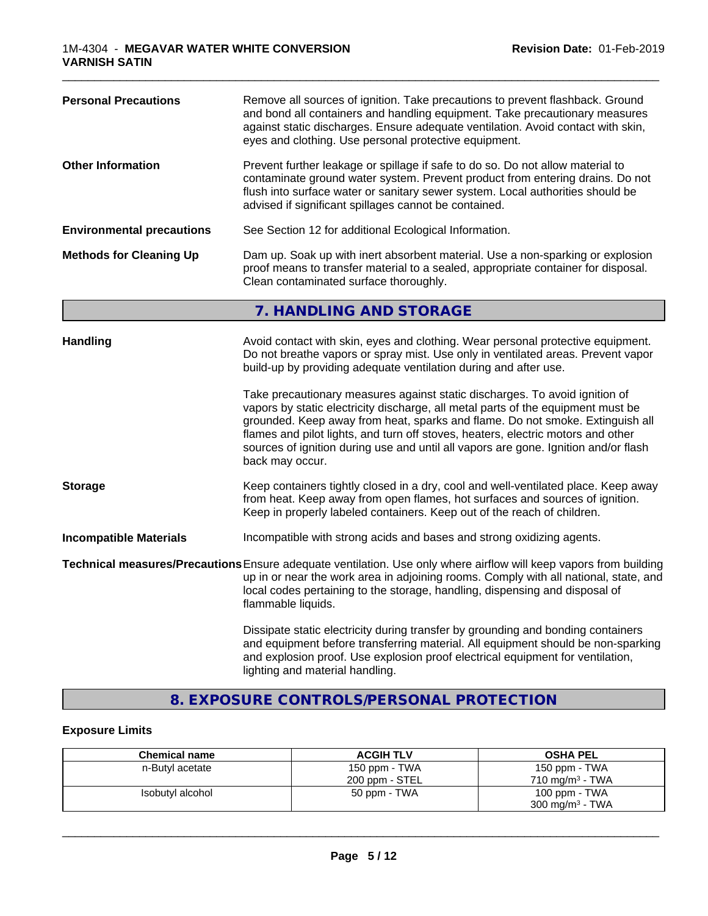**Personal Precautions**

Remove all sources of ignition. Take precautions to prevent flashback. Ground and bond all containers and handling equipment. Take precautionary measures against static discharges. Ensure adequate ventilation. Avoid contact with skin, eyes and clothing. Use personal protective equipment.

**Other Information**

Prevent further leakage or spillage if safe to do so. Do not allow material to contaminate ground water system. Prevent product from entering drains. Do not flush into surface water or sanitary sewer system. Local authorities should be advised if significant spillages cannot be contained.

**Environmental precautions**

See Section 12 for additional Ecological Information.

**Methods for Cleaning Up**

Dam up. Soak up with inert absorbent material. Use a non-sparking or explosion proof means to transfer material to a sealed, appropriate container for disposal. Clean contaminated surface thoroughly.

## 7. HANDLING AND STORAGE

**Handling**

Avoid contact with skin, eyes and clothing. Wear personal protective equipment. Do not breathe vapors or spray mist. Use only in ventilated areas. Prevent vapor build-up by providing adequate ventilation during and after use.

Take precautionary measures against static discharges. To avoid ignition of vapors by static electricity discharge, all metal parts of the equipment must be grounded. Keep away from heat, sparks and flame. Do not smoke. Extinguish all flames and pilot lights, and turn off stoves, heaters, electric motors and other sources of ignition during use and until all vapors are gone. Ignition and/or flash back may occur.

**Storage**

Keep containers tightly closed in a dry, cool and well-ventilated place. Keep away from heat. Keep away from open flames, hot surfaces and sources of ignition. Keep in properly labeled containers. Keep out of the reach of children.

**Incompatible Materials**

Incompatible with strong acids and bases and strong oxidizing agents.

**Technical measures/Precautions**

Ensure adequate ventilation. Use only where airflow will keep vapors from building up in or near the work area in adjoining rooms. Comply with all national, state, and local codes pertaining to the storage, handling, dispensing and disposal of flammable liquids.

Dissipate static electricity during transfer by grounding and bonding containers and equipment before transferring material. All equipment should be non-sparking and explosion proof. Use explosion proof electrical equipment for ventilation, lighting and material handling.

## 8. EXPOSURE CONTROLS/PERSONAL PROTECTION

### Exposure Limits

| Chemical name | ACGIH TLV | OSHA PEL |
|---|---|---|
| n-Butyl acetate | 150 ppm - TWA<br>200 ppm - STEL | 150 ppm - TWA<br>710 mg/m$^3$ - TWA |
| Isobutyl alcohol | 50 ppm - TWA | 100 ppm - TWA<br>300 mg/m$^3$ - TWA |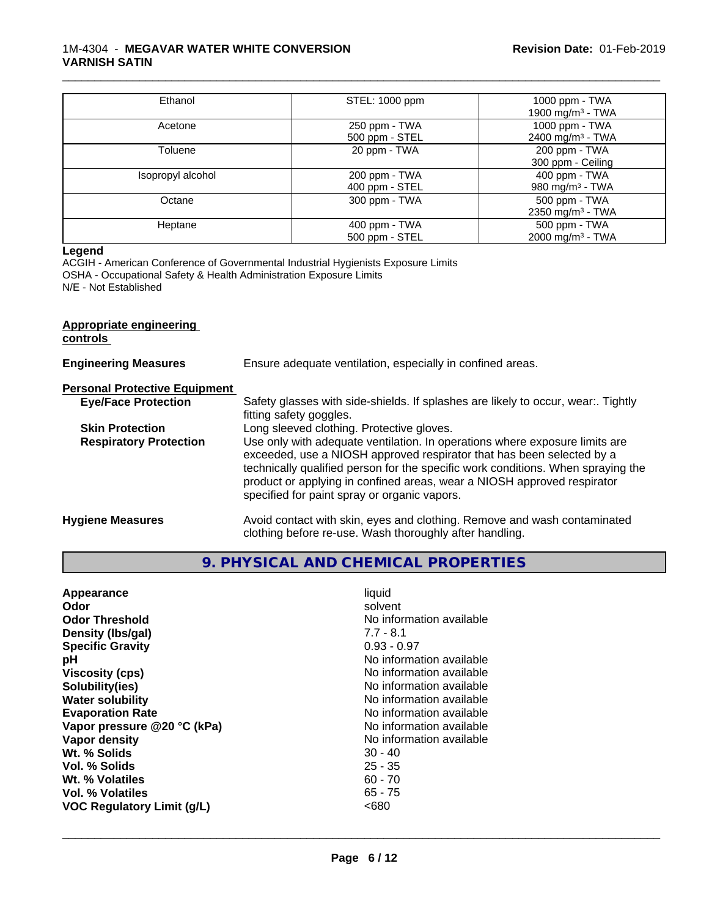| | | |
|---|---|---|
| Ethanol | STEL: 1000 ppm | 1000 ppm - TWA<br>1900 mg/m³ - TWA |
| Acetone | 250 ppm - TWA<br>500 ppm - STEL | 1000 ppm - TWA<br>2400 mg/m³ - TWA |
| Toluene | 20 ppm - TWA | 200 ppm - TWA<br>300 ppm - Ceiling |
| Isopropyl alcohol | 200 ppm - TWA<br>400 ppm - STEL | 400 ppm - TWA<br>980 mg/m³ - TWA |
| Octane | 300 ppm - TWA | 500 ppm - TWA<br>2350 mg/m³ - TWA |
| Heptane | 400 ppm - TWA<br>500 ppm - STEL | 500 ppm - TWA<br>2000 mg/m³ - TWA |

**Legend**

ACGIH - American Conference of Governmental Industrial Hygienists Exposure Limits
OSHA - Occupational Safety & Health Administration Exposure Limits
N/E - Not Established

**Appropriate engineering controls**

**Engineering Measures** Ensure adequate ventilation, especially in confined areas.

**Personal Protective Equipment**

**Eye/Face Protection** Safety glasses with side-shields. If splashes are likely to occur, wear:. Tightly fitting safety goggles.

**Skin Protection** Long sleeved clothing. Protective gloves.

**Respiratory Protection** Use only with adequate ventilation. In operations where exposure limits are exceeded, use a NIOSH approved respirator that has been selected by a technically qualified person for the specific work conditions. When spraying the product or applying in confined areas, wear a NIOSH approved respirator specified for paint spray or organic vapors.

**Hygiene Measures** Avoid contact with skin, eyes and clothing. Remove and wash contaminated clothing before re-use. Wash thoroughly after handling.

## 9. PHYSICAL AND CHEMICAL PROPERTIES

| | |
|---|---|
| **Appearance** | liquid |
| **Odor** | solvent |
| **Odor Threshold** | No information available |
| **Density (lbs/gal)** | 7.7 - 8.1 |
| **Specific Gravity** | 0.93 - 0.97 |
| **pH** | No information available |
| **Viscosity (cps)** | No information available |
| **Solubility(ies)** | No information available |
| **Water solubility** | No information available |
| **Evaporation Rate** | No information available |
| **Vapor pressure @20 °C (kPa)** | No information available |
| **Vapor density** | No information available |
| **Wt. % Solids** | 30 - 40 |
| **Vol. % Solids** | 25 - 35 |
| **Wt. % Volatiles** | 60 - 70 |
| **Vol. % Volatiles** | 65 - 75 |
| **VOC Regulatory Limit (g/L)** | <680 |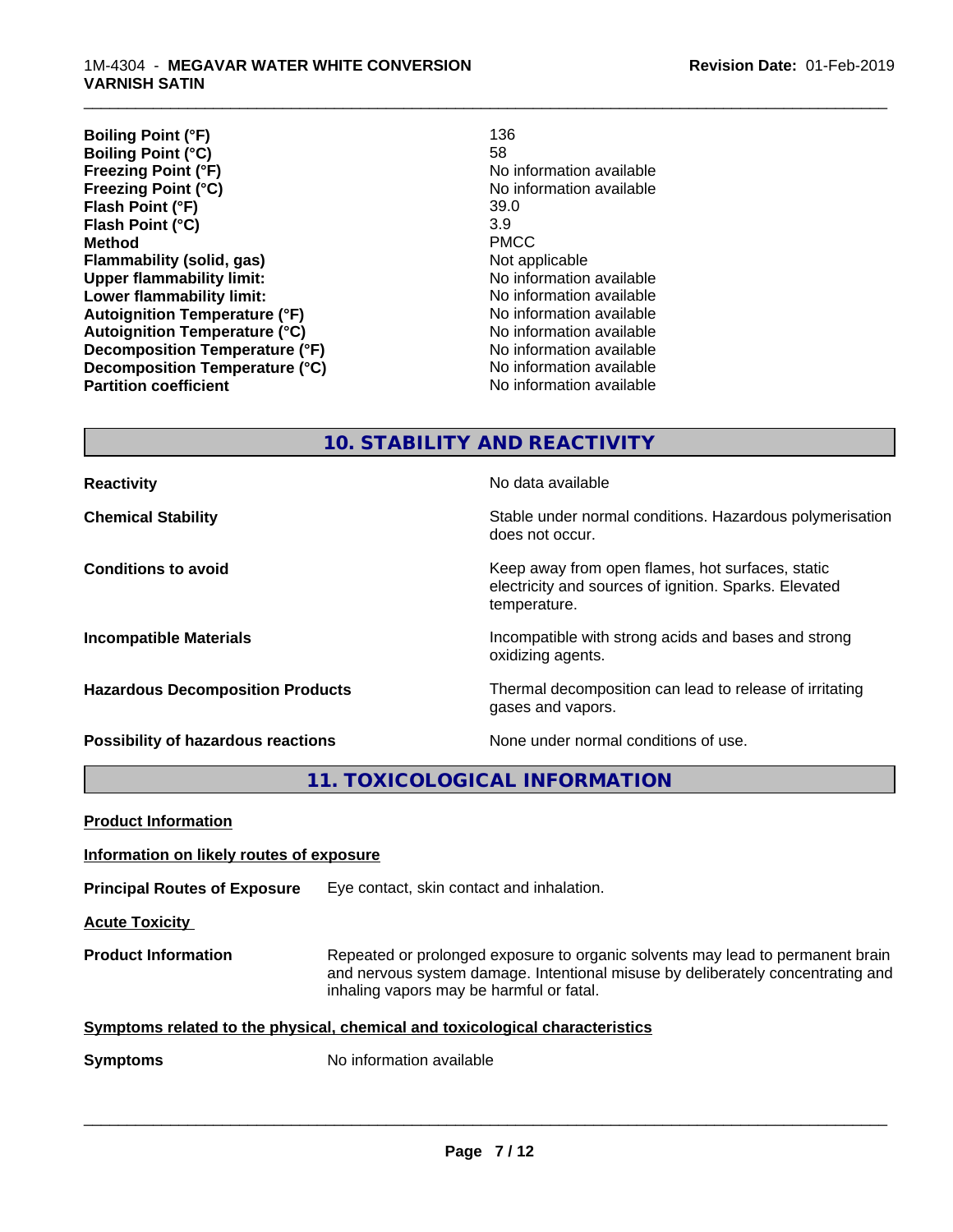| | |
|---|---|
| **Boiling Point (°F)** | 136 |
| **Boiling Point (°C)** | 58 |
| **Freezing Point (°F)** | No information available |
| **Freezing Point (°C)** | No information available |
| **Flash Point (°F)** | 39.0 |
| **Flash Point (°C)** | 3.9 |
| **Method** | PMCC |
| **Flammability (solid, gas)** | Not applicable |
| **Upper flammability limit:** | No information available |
| **Lower flammability limit:** | No information available |
| **Autoignition Temperature (°F)** | No information available |
| **Autoignition Temperature (°C)** | No information available |
| **Decomposition Temperature (°F)** | No information available |
| **Decomposition Temperature (°C)** | No information available |
| **Partition coefficient** | No information available |

## 10. STABILITY AND REACTIVITY

| | |
|---|---|
| **Reactivity** | No data available |
| **Chemical Stability** | Stable under normal conditions. Hazardous polymerisation does not occur. |
| **Conditions to avoid** | Keep away from open flames, hot surfaces, static electricity and sources of ignition. Sparks. Elevated temperature. |
| **Incompatible Materials** | Incompatible with strong acids and bases and strong oxidizing agents. |
| **Hazardous Decomposition Products** | Thermal decomposition can lead to release of irritating gases and vapors. |
| **Possibility of hazardous reactions** | None under normal conditions of use. |

## 11. TOXICOLOGICAL INFORMATION

**Product Information**

**Information on likely routes of exposure**

**Principal Routes of Exposure** Eye contact, skin contact and inhalation.

**Acute Toxicity**

**Product Information** Repeated or prolonged exposure to organic solvents may lead to permanent brain and nervous system damage. Intentional misuse by deliberately concentrating and inhaling vapors may be harmful or fatal.

**Symptoms related to the physical, chemical and toxicological characteristics**

**Symptoms** No information available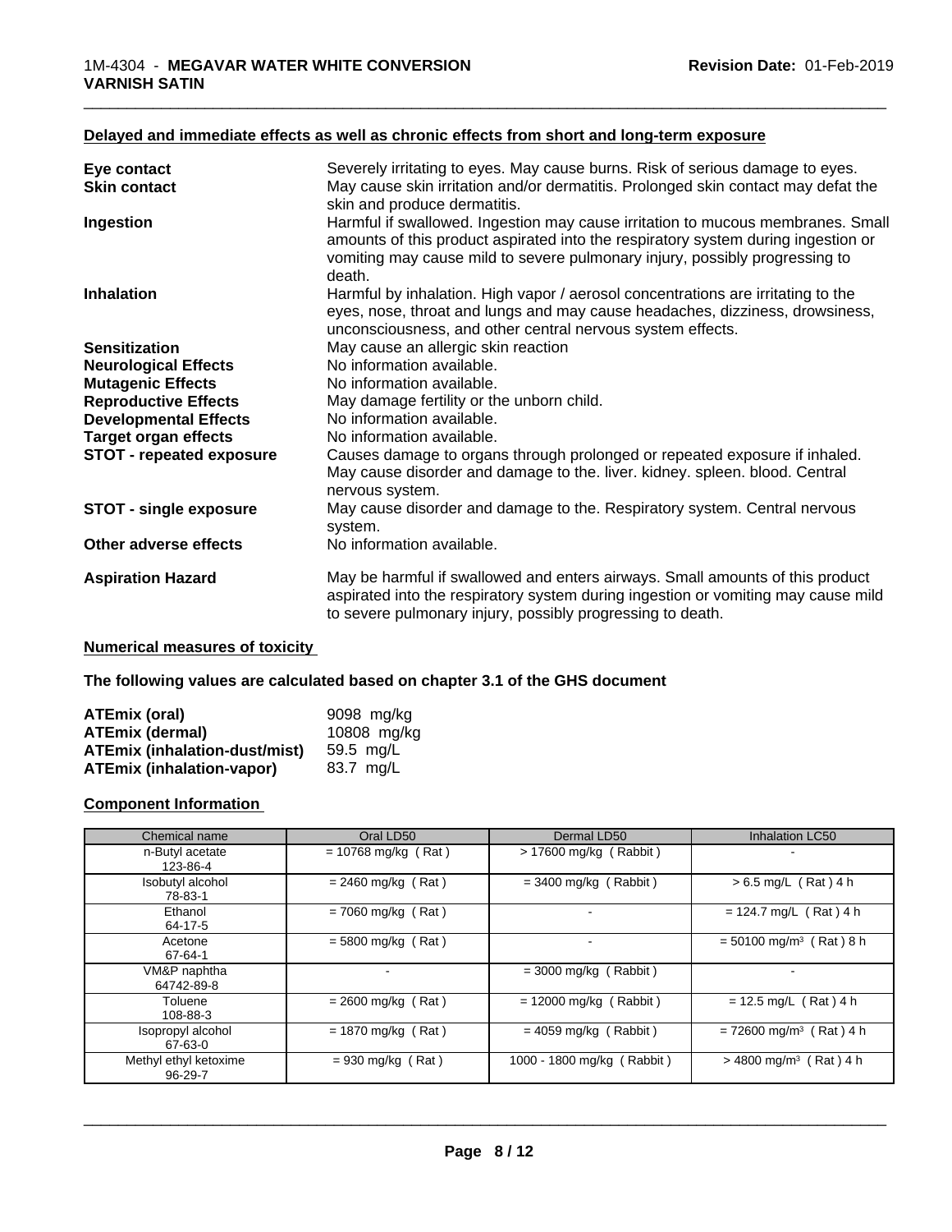**Delayed and immediate effects as well as chronic effects from short and long-term exposure**

| | |
|---|---|
| **Eye contact** | Severely irritating to eyes. May cause burns. Risk of serious damage to eyes. |
| **Skin contact** | May cause skin irritation and/or dermatitis. Prolonged skin contact may defat the skin and produce dermatitis. |
| **Ingestion** | Harmful if swallowed. Ingestion may cause irritation to mucous membranes. Small amounts of this product aspirated into the respiratory system during ingestion or vomiting may cause mild to severe pulmonary injury, possibly progressing to death. |
| **Inhalation** | Harmful by inhalation. High vapor / aerosol concentrations are irritating to the eyes, nose, throat and lungs and may cause headaches, dizziness, drowsiness, unconsciousness, and other central nervous system effects. |
| **Sensitization** | May cause an allergic skin reaction |
| **Neurological Effects** | No information available. |
| **Mutagenic Effects** | No information available. |
| **Reproductive Effects** | May damage fertility or the unborn child. |
| **Developmental Effects** | No information available. |
| **Target organ effects** | No information available. |
| **STOT - repeated exposure** | Causes damage to organs through prolonged or repeated exposure if inhaled. May cause disorder and damage to the. liver. kidney. spleen. blood. Central nervous system. |
| **STOT - single exposure** | May cause disorder and damage to the. Respiratory system. Central nervous system. |
| **Other adverse effects** | No information available. |
| **Aspiration Hazard** | May be harmful if swallowed and enters airways. Small amounts of this product aspirated into the respiratory system during ingestion or vomiting may cause mild to severe pulmonary injury, possibly progressing to death. |

**Numerical measures of toxicity**

**The following values are calculated based on chapter 3.1 of the GHS document**

| | |
|---|---|
| **ATEmix (oral)** | 9098 mg/kg |
| **ATEmix (dermal)** | 10808 mg/kg |
| **ATEmix (inhalation-dust/mist)** | 59.5 mg/L |
| **ATEmix (inhalation-vapor)** | 83.7 mg/L |

**Component Information**

| Chemical name | Oral LD50 | Dermal LD50 | Inhalation LC50 |
|---|---|---|---|
| n-Butyl acetate<br>123-86-4 | = 10768 mg/kg ( Rat ) | > 17600 mg/kg ( Rabbit ) | - |
| Isobutyl alcohol<br>78-83-1 | = 2460 mg/kg ( Rat ) | = 3400 mg/kg ( Rabbit ) | > 6.5 mg/L ( Rat ) 4 h |
| Ethanol<br>64-17-5 | = 7060 mg/kg ( Rat ) | - | = 124.7 mg/L ( Rat ) 4 h |
| Acetone<br>67-64-1 | = 5800 mg/kg ( Rat ) | - | = 50100 mg/m$^3$ ( Rat ) 8 h |
| VM&P naphtha<br>64742-89-8 | - | = 3000 mg/kg ( Rabbit ) | - |
| Toluene<br>108-88-3 | = 2600 mg/kg ( Rat ) | = 12000 mg/kg ( Rabbit ) | = 12.5 mg/L ( Rat ) 4 h |
| Isopropyl alcohol<br>67-63-0 | = 1870 mg/kg ( Rat ) | = 4059 mg/kg ( Rabbit ) | = 72600 mg/m$^3$ ( Rat ) 4 h |
| Methyl ethyl ketoxime<br>96-29-7 | = 930 mg/kg ( Rat ) | 1000 - 1800 mg/kg ( Rabbit ) | > 4800 mg/m$^3$ ( Rat ) 4 h |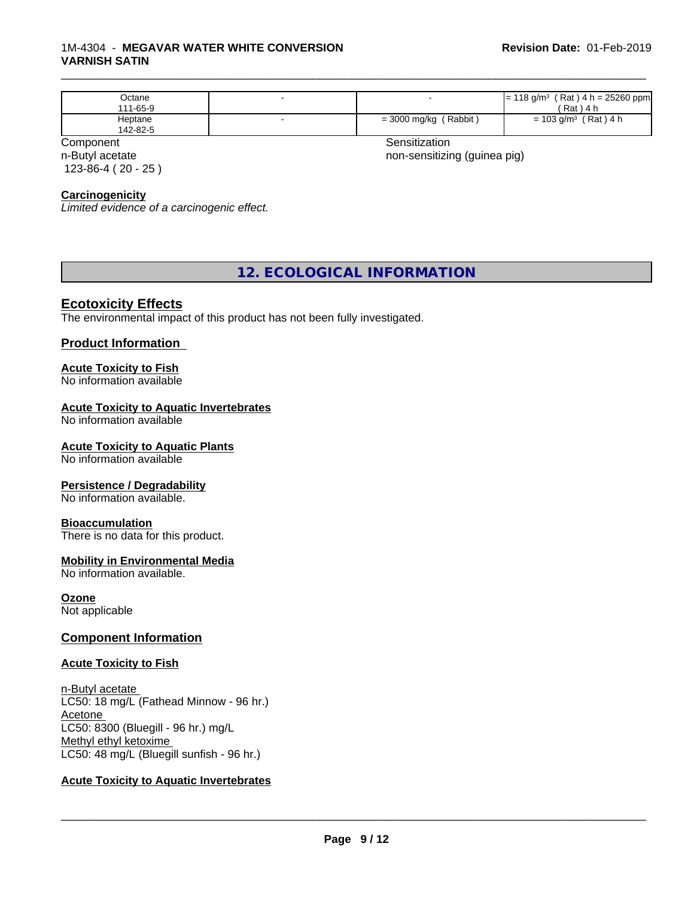| Octane<br>111-65-9 | - | - | = 118 g/m³ ( Rat ) 4 h = 25260 ppm ( Rat ) 4 h |
|---|---|---|---|
| Heptane<br>142-82-5 | - | = 3000 mg/kg ( Rabbit ) | = 103 g/m³ ( Rat ) 4 h |

| Component | Sensitization |
|---|---|
| n-Butyl acetate<br>123-86-4 ( 20 - 25 ) | non-sensitizing (guinea pig) |

**Carcinogenicity**

*Limited evidence of a carcinogenic effect.*

## 12. ECOLOGICAL INFORMATION

### Ecotoxicity Effects

The environmental impact of this product has not been fully investigated.

### Product Information

**Acute Toxicity to Fish**

No information available

**Acute Toxicity to Aquatic Invertebrates**

No information available

**Acute Toxicity to Aquatic Plants**

No information available

**Persistence / Degradability**

No information available.

**Bioaccumulation**

There is no data for this product.

**Mobility in Environmental Media**

No information available.

**Ozone**

Not applicable

### Component Information

**Acute Toxicity to Fish**

n-Butyl acetate
LC50: 18 mg/L (Fathead Minnow - 96 hr.)
Acetone
LC50: 8300 (Bluegill - 96 hr.) mg/L
Methyl ethyl ketoxime
LC50: 48 mg/L (Bluegill sunfish - 96 hr.)

**Acute Toxicity to Aquatic Invertebrates**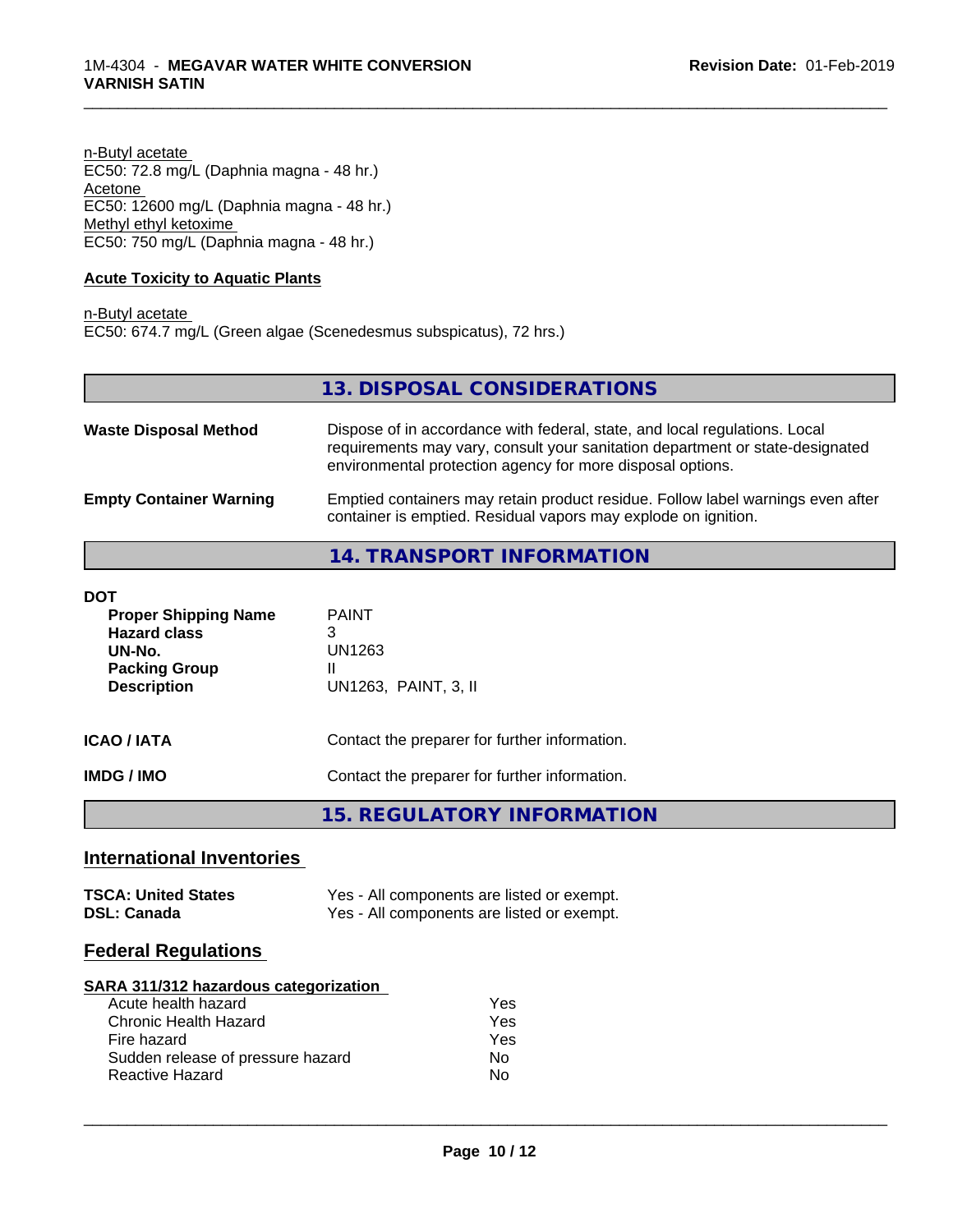n-Butyl acetate
EC50: 72.8 mg/L (Daphnia magna - 48 hr.)
Acetone
EC50: 12600 mg/L (Daphnia magna - 48 hr.)
Methyl ethyl ketoxime
EC50: 750 mg/L (Daphnia magna - 48 hr.)

**Acute Toxicity to Aquatic Plants**

n-Butyl acetate
EC50: 674.7 mg/L (Green algae (Scenedesmus subspicatus), 72 hrs.)

## 13. DISPOSAL CONSIDERATIONS

| | |
|---|---|
| **Waste Disposal Method** | Dispose of in accordance with federal, state, and local regulations. Local requirements may vary, consult your sanitation department or state-designated environmental protection agency for more disposal options. |
| **Empty Container Warning** | Emptied containers may retain product residue. Follow label warnings even after container is emptied. Residual vapors may explode on ignition. |

## 14. TRANSPORT INFORMATION

**DOT**

| | |
|---|---|
| **Proper Shipping Name** | PAINT |
| **Hazard class** | 3 |
| **UN-No.** | UN1263 |
| **Packing Group** | II |
| **Description** | UN1263, PAINT, 3, II |

| | |
|---|---|
| **ICAO / IATA** | Contact the preparer for further information. |
| **IMDG / IMO** | Contact the preparer for further information. |

## 15. REGULATORY INFORMATION

### International Inventories

| | |
|---|---|
| **TSCA: United States** | Yes - All components are listed or exempt. |
| **DSL: Canada** | Yes - All components are listed or exempt. |

### Federal Regulations

**SARA 311/312 hazardous categorization**

| | |
|---|---|
| Acute health hazard | Yes |
| Chronic Health Hazard | Yes |
| Fire hazard | Yes |
| Sudden release of pressure hazard | No |
| Reactive Hazard | No |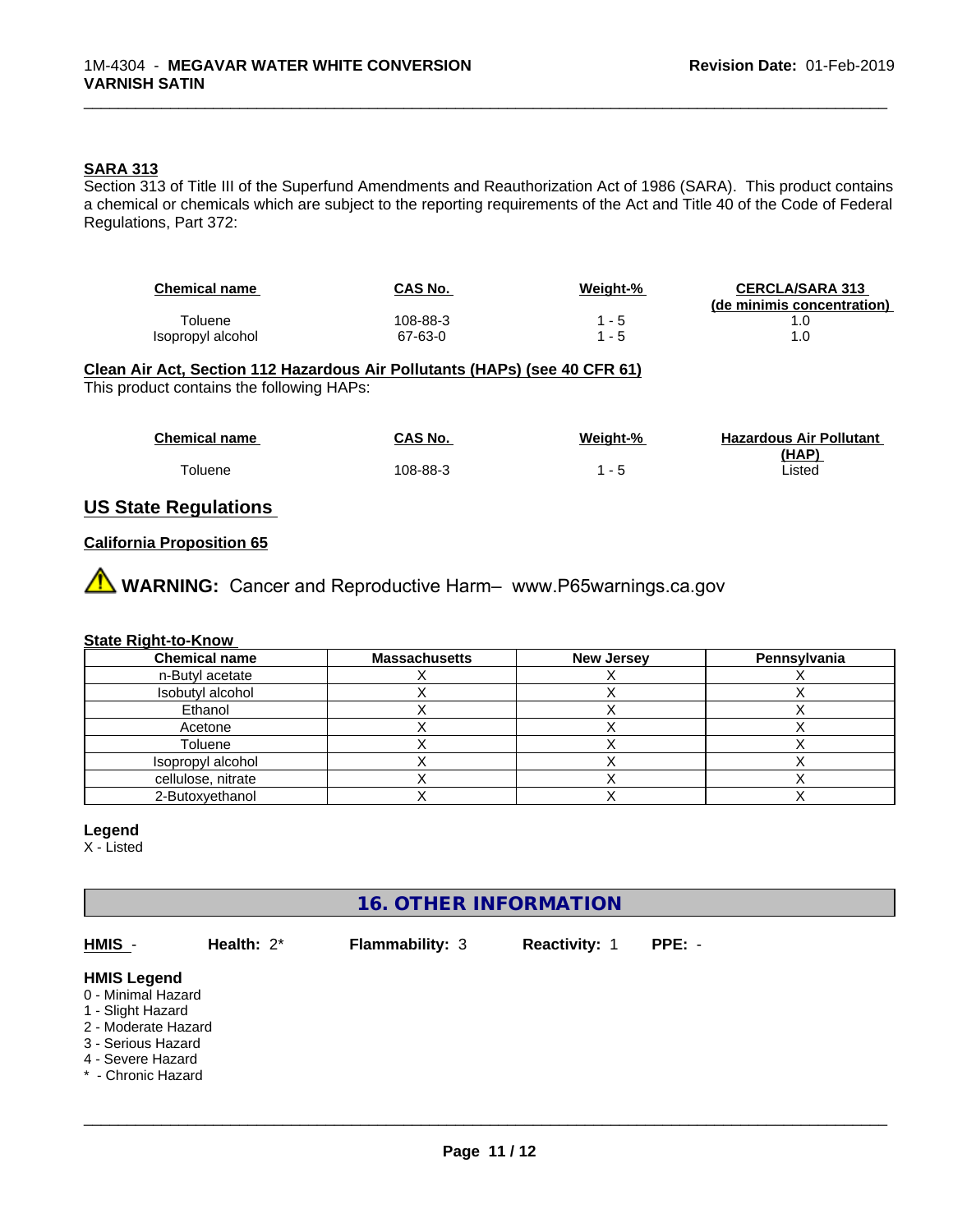#### SARA 313

Section 313 of Title III of the Superfund Amendments and Reauthorization Act of 1986 (SARA). This product contains a chemical or chemicals which are subject to the reporting requirements of the Act and Title 40 of the Code of Federal Regulations, Part 372:

| Chemical name | CAS No. | Weight-% | CERCLA/SARA 313 (de minimis concentration) |
|---|---|---|---|
| Toluene | 108-88-3 | 1 - 5 | 1.0 |
| Isopropyl alcohol | 67-63-0 | 1 - 5 | 1.0 |

#### Clean Air Act, Section 112 Hazardous Air Pollutants (HAPs) (see 40 CFR 61)

This product contains the following HAPs:

| Chemical name | CAS No. | Weight-% | Hazardous Air Pollutant (HAP) |
|---|---|---|---|
| Toluene | 108-88-3 | 1 - 5 | Listed |

## US State Regulations

#### California Proposition 65

**WARNING:** Cancer and Reproductive Harm– www.P65warnings.ca.gov

#### State Right-to-Know

| Chemical name | Massachusetts | New Jersey | Pennsylvania |
|---|---|---|---|
| n-Butyl acetate | X | X | X |
| Isobutyl alcohol | X | X | X |
| Ethanol | X | X | X |
| Acetone | X | X | X |
| Toluene | X | X | X |
| Isopropyl alcohol | X | X | X |
| cellulose, nitrate | X | X | X |
| 2-Butoxyethanol | X | X | X |

**Legend**

X - Listed

## 16. OTHER INFORMATION

**HMIS** - **Health:** 2* **Flammability:** 3 **Reactivity:** 1 **PPE:** -

**HMIS Legend**

0 - Minimal Hazard
1 - Slight Hazard
2 - Moderate Hazard
3 - Serious Hazard
4 - Severe Hazard
* - Chronic Hazard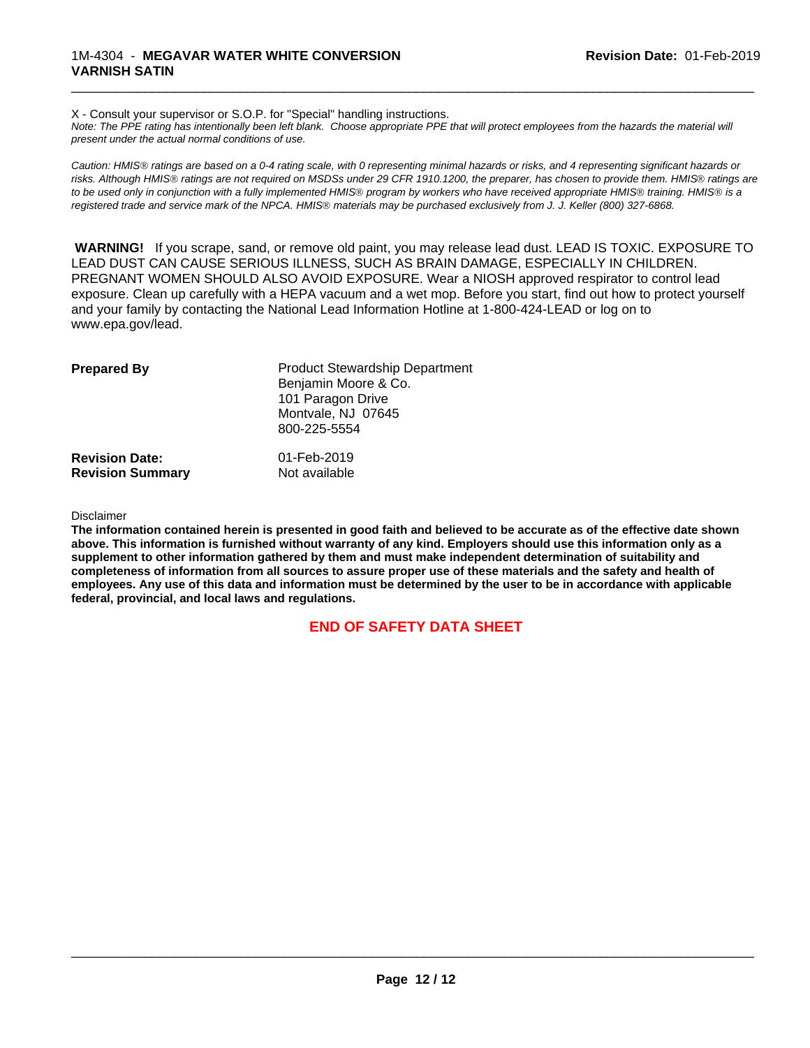X - Consult your supervisor or S.O.P. for "Special" handling instructions.

*Note: The PPE rating has intentionally been left blank. Choose appropriate PPE that will protect employees from the hazards the material will present under the actual normal conditions of use.*

*Caution: HMIS® ratings are based on a 0-4 rating scale, with 0 representing minimal hazards or risks, and 4 representing significant hazards or risks. Although HMIS® ratings are not required on MSDSs under 29 CFR 1910.1200, the preparer, has chosen to provide them. HMIS® ratings are to be used only in conjunction with a fully implemented HMIS® program by workers who have received appropriate HMIS® training. HMIS® is a registered trade and service mark of the NPCA. HMIS® materials may be purchased exclusively from J. J. Keller (800) 327-6868.*

**WARNING!** If you scrape, sand, or remove old paint, you may release lead dust. LEAD IS TOXIC. EXPOSURE TO LEAD DUST CAN CAUSE SERIOUS ILLNESS, SUCH AS BRAIN DAMAGE, ESPECIALLY IN CHILDREN. PREGNANT WOMEN SHOULD ALSO AVOID EXPOSURE. Wear a NIOSH approved respirator to control lead exposure. Clean up carefully with a HEPA vacuum and a wet mop. Before you start, find out how to protect yourself and your family by contacting the National Lead Information Hotline at 1-800-424-LEAD or log on to www.epa.gov/lead.

| | |
|---|---|
| **Prepared By** | Product Stewardship Department<br>Benjamin Moore & Co.<br>101 Paragon Drive<br>Montvale, NJ 07645<br>800-225-5554 |
| **Revision Date:** | 01-Feb-2019 |
| **Revision Summary** | Not available |

Disclaimer

**The information contained herein is presented in good faith and believed to be accurate as of the effective date shown above. This information is furnished without warranty of any kind. Employers should use this information only as a supplement to other information gathered by them and must make independent determination of suitability and completeness of information from all sources to assure proper use of these materials and the safety and health of employees. Any use of this data and information must be determined by the user to be in accordance with applicable federal, provincial, and local laws and regulations.**

**END OF SAFETY DATA SHEET**